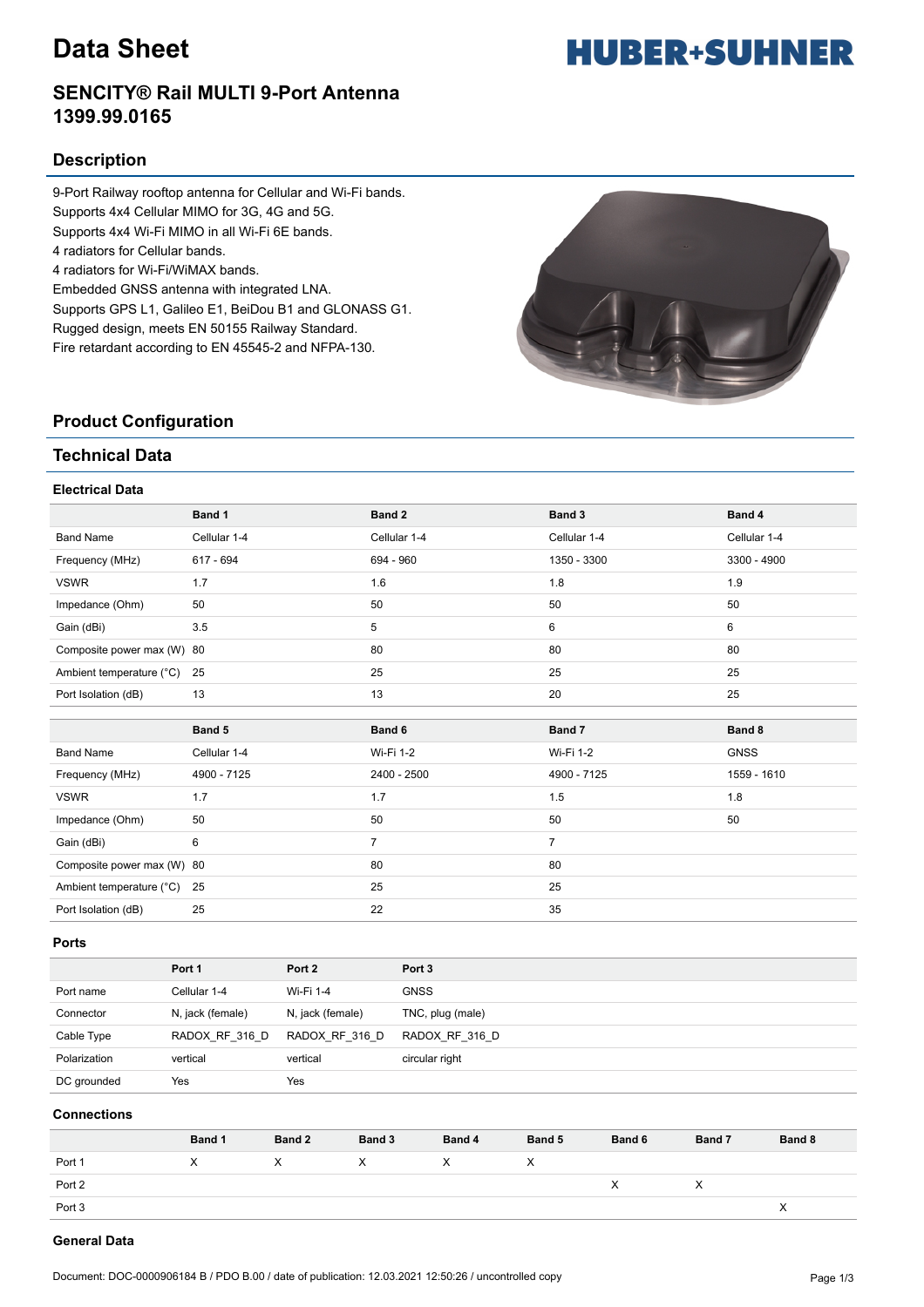# Data Sheet

## SENCITY® Rail MULTI 9-Port Antenna 1399.99.0165

## Description

9-Port Railway rooftop antenna for Cellular and Wi-Fi bands.
Supports 4x4 Cellular MIMO for 3G, 4G and 5G.
Supports 4x4 Wi-Fi MIMO in all Wi-Fi 6E bands.
4 radiators for Cellular bands.
4 radiators for Wi-Fi/WiMAX bands.
Embedded GNSS antenna with integrated LNA.
Supports GPS L1, Galileo E1, BeiDou B1 and GLONASS G1.
Rugged design, meets EN 50155 Railway Standard.
Fire retardant according to EN 45545-2 and NFPA-130.

## Product Configuration

## Technical Data

### Electrical Data

| | Band 1 | Band 2 | Band 3 | Band 4 |
|---|---|---|---|---|
| Band Name | Cellular 1-4 | Cellular 1-4 | Cellular 1-4 | Cellular 1-4 |
| Frequency (MHz) | 617 - 694 | 694 - 960 | 1350 - 3300 | 3300 - 4900 |
| VSWR | 1.7 | 1.6 | 1.8 | 1.9 |
| Impedance (Ohm) | 50 | 50 | 50 | 50 |
| Gain (dBi) | 3.5 | 5 | 6 | 6 |
| Composite power max (W) | 80 | 80 | 80 | 80 |
| Ambient temperature (°C) | 25 | 25 | 25 | 25 |
| Port Isolation (dB) | 13 | 13 | 20 | 25 |

| | Band 5 | Band 6 | Band 7 | Band 8 |
|---|---|---|---|---|
| Band Name | Cellular 1-4 | Wi-Fi 1-2 | Wi-Fi 1-2 | GNSS |
| Frequency (MHz) | 4900 - 7125 | 2400 - 2500 | 4900 - 7125 | 1559 - 1610 |
| VSWR | 1.7 | 1.7 | 1.5 | 1.8 |
| Impedance (Ohm) | 50 | 50 | 50 | 50 |
| Gain (dBi) | 6 | 7 | 7 | |
| Composite power max (W) | 80 | 80 | 80 | |
| Ambient temperature (°C) | 25 | 25 | 25 | |
| Port Isolation (dB) | 25 | 22 | 35 | |

### Ports

| | Port 1 | Port 2 | Port 3 |
|---|---|---|---|
| Port name | Cellular 1-4 | Wi-Fi 1-4 | GNSS |
| Connector | N, jack (female) | N, jack (female) | TNC, plug (male) |
| Cable Type | RADOX_RF_316_D | RADOX_RF_316_D | RADOX_RF_316_D |
| Polarization | vertical | vertical | circular right |
| DC grounded | Yes | Yes | |

### Connections

| | Band 1 | Band 2 | Band 3 | Band 4 | Band 5 | Band 6 | Band 7 | Band 8 |
|---|---|---|---|---|---|---|---|---|
| Port 1 | X | X | X | X | X | | | |
| Port 2 | | | | | | X | X | |
| Port 3 | | | | | | | | X |

### General Data

Document: DOC-0000906184 B / PDO B.00 / date of publication: 12.03.2021 12:50:26 / uncontrolled copy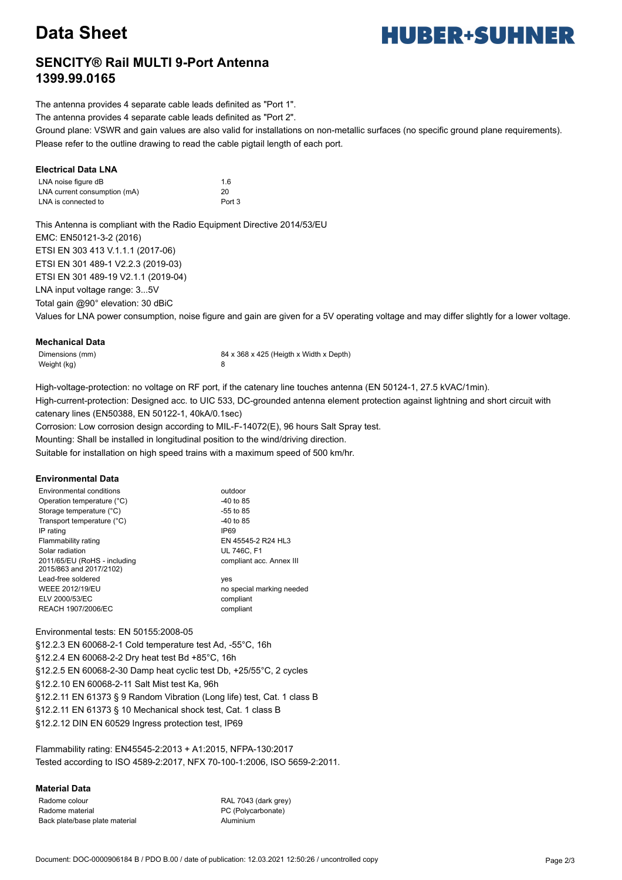# Data Sheet

## SENCITY® Rail MULTI 9-Port Antenna 1399.99.0165

The antenna provides 4 separate cable leads definited as "Port 1".
The antenna provides 4 separate cable leads definited as "Port 2".
Ground plane: VSWR and gain values are also valid for installations on non-metallic surfaces (no specific ground plane requirements).
Please refer to the outline drawing to read the cable pigtail length of each port.

### Electrical Data LNA

| | |
|---|---|
| LNA noise figure dB | 1.6 |
| LNA current consumption (mA) | 20 |
| LNA is connected to | Port 3 |

This Antenna is compliant with the Radio Equipment Directive 2014/53/EU
EMC: EN50121-3-2 (2016)
ETSI EN 303 413 V.1.1.1 (2017-06)
ETSI EN 301 489-1 V2.2.3 (2019-03)
ETSI EN 301 489-19 V2.1.1 (2019-04)
LNA input voltage range: 3...5V
Total gain @90° elevation: 30 dBiC
Values for LNA power consumption, noise figure and gain are given for a 5V operating voltage and may differ slightly for a lower voltage.

### Mechanical Data

| | |
|---|---|
| Dimensions (mm) | 84 x 368 x 425 (Heigth x Width x Depth) |
| Weight (kg) | 8 |

High-voltage-protection: no voltage on RF port, if the catenary line touches antenna (EN 50124-1, 27.5 kVAC/1min).
High-current-protection: Designed acc. to UIC 533, DC-grounded antenna element protection against lightning and short circuit with catenary lines (EN50388, EN 50122-1, 40kA/0.1sec)
Corrosion: Low corrosion design according to MIL-F-14072(E), 96 hours Salt Spray test.
Mounting: Shall be installed in longitudinal position to the wind/driving direction.
Suitable for installation on high speed trains with a maximum speed of 500 km/hr.

### Environmental Data

| | |
|---|---|
| Environmental conditions | outdoor |
| Operation temperature (°C) | -40 to 85 |
| Storage temperature (°C) | -55 to 85 |
| Transport temperature (°C) | -40 to 85 |
| IP rating | IP69 |
| Flammability rating | EN 45545-2 R24 HL3 |
| Solar radiation | UL 746C, F1 |
| 2011/65/EU (RoHS - including 2015/863 and 2017/2102) | compliant acc. Annex III |
| Lead-free soldered | yes |
| WEEE 2012/19/EU | no special marking needed |
| ELV 2000/53/EC | compliant |
| REACH 1907/2006/EC | compliant |

Environmental tests: EN 50155:2008-05
§12.2.3 EN 60068-2-1 Cold temperature test Ad, -55°C, 16h
§12.2.4 EN 60068-2-2 Dry heat test Bd +85°C, 16h
§12.2.5 EN 60068-2-30 Damp heat cyclic test Db, +25/55°C, 2 cycles
§12.2.10 EN 60068-2-11 Salt Mist test Ka, 96h
§12.2.11 EN 61373 § 9 Random Vibration (Long life) test, Cat. 1 class B
§12.2.11 EN 61373 § 10 Mechanical shock test, Cat. 1 class B
§12.2.12 DIN EN 60529 Ingress protection test, IP69

Flammability rating: EN45545-2:2013 + A1:2015, NFPA-130:2017
Tested according to ISO 4589-2:2017, NFX 70-100-1:2006, ISO 5659-2:2011.

### Material Data

| | |
|---|---|
| Radome colour | RAL 7043 (dark grey) |
| Radome material | PC (Polycarbonate) |
| Back plate/base plate material | Aluminium |

Document: DOC-0000906184 B / PDO B.00 / date of publication: 12.03.2021 12:50:26 / uncontrolled copy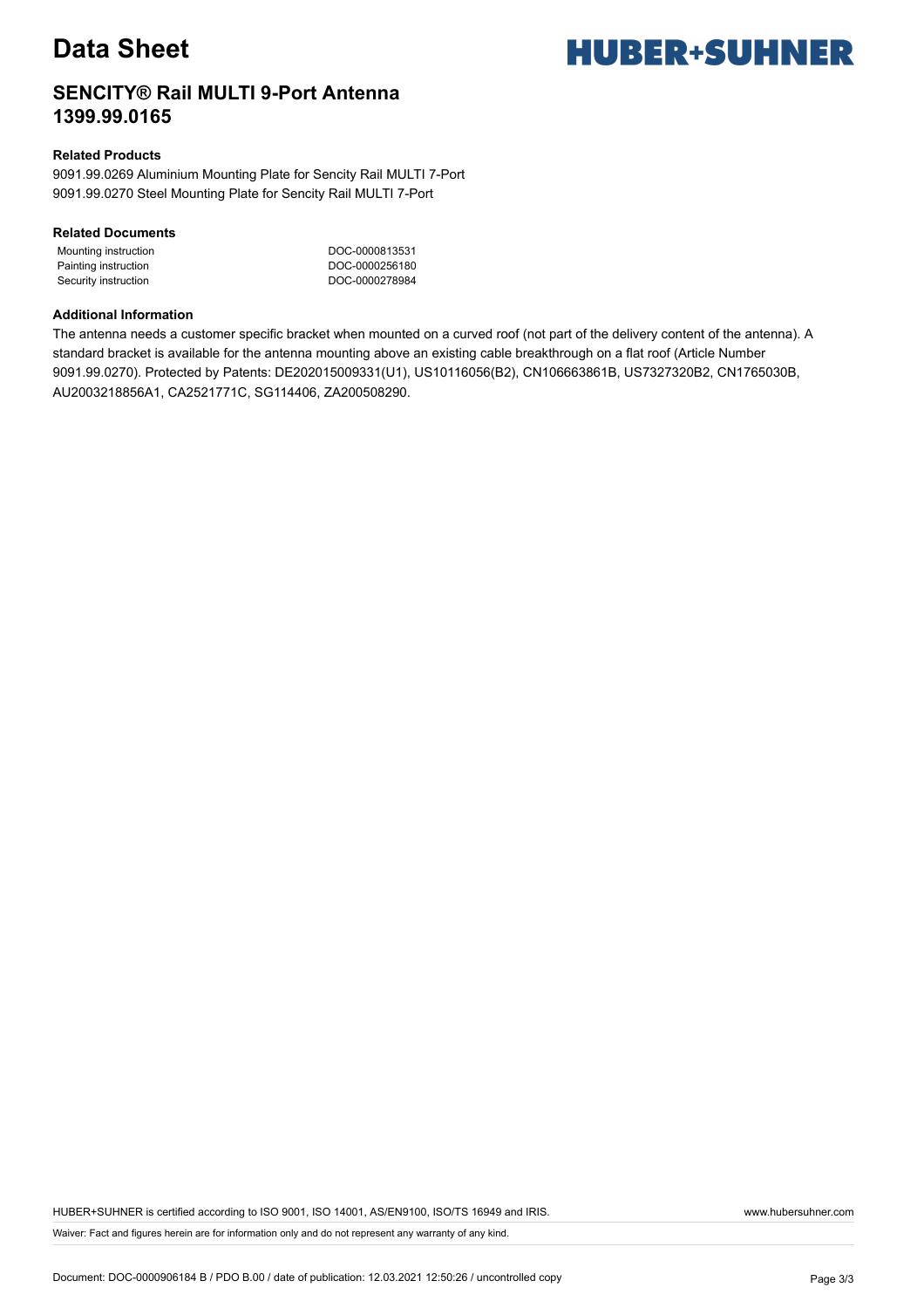# Data Sheet

## SENCITY® Rail MULTI 9-Port Antenna 1399.99.0165

### Related Products

9091.99.0269 Aluminium Mounting Plate for Sencity Rail MULTI 7-Port
9091.99.0270 Steel Mounting Plate for Sencity Rail MULTI 7-Port

### Related Documents

| | |
|---|---|
| Mounting instruction | DOC-0000813531 |
| Painting instruction | DOC-0000256180 |
| Security instruction | DOC-0000278984 |

### Additional Information

The antenna needs a customer specific bracket when mounted on a curved roof (not part of the delivery content of the antenna). A standard bracket is available for the antenna mounting above an existing cable breakthrough on a flat roof (Article Number 9091.99.0270). Protected by Patents: DE202015009331(U1), US10116056(B2), CN106663861B, US7327320B2, CN1765030B, AU2003218856A1, CA2521771C, SG114406, ZA200508290.

HUBER+SUHNER is certified according to ISO 9001, ISO 14001, AS/EN9100, ISO/TS 16949 and IRIS.

www.hubersuhner.com

Waiver: Fact and figures herein are for information only and do not represent any warranty of any kind.

Document: DOC-0000906184 B / PDO B.00 / date of publication: 12.03.2021 12:50:26 / uncontrolled copy